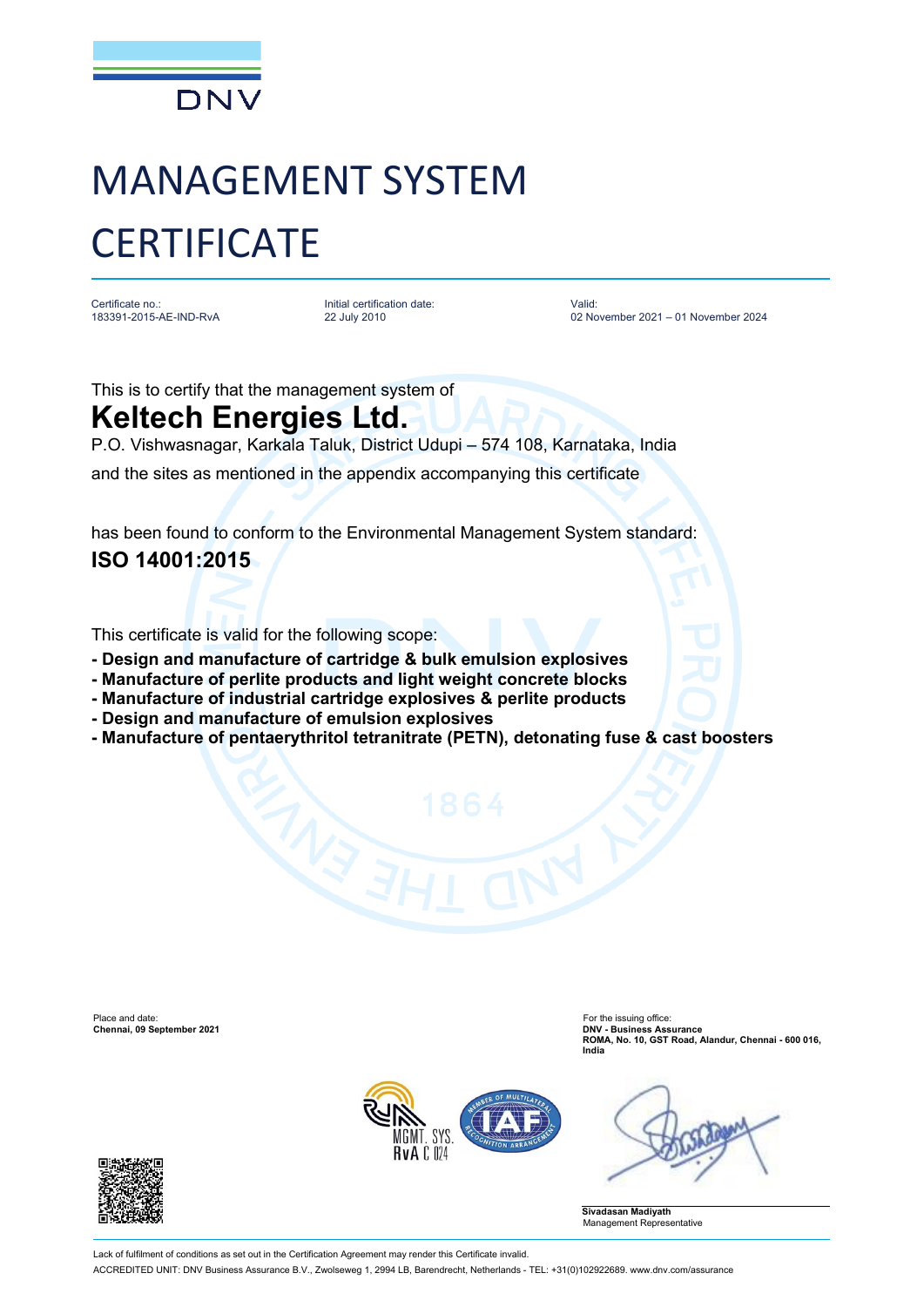DNV

# MANAGEMENT SYSTEM CERTIFICATE

| Certificate no.: | Initial certification date: | Valid: |
| --- | --- | --- |
| 183391-2015-AE-IND-RvA | 22 July 2010 | 02 November 2021 – 01 November 2024 |

This is to certify that the management system of

## Keltech Energies Ltd.

P.O. Vishwasnagar, Karkala Taluk, District Udupi – 574 108, Karnataka, India

and the sites as mentioned in the appendix accompanying this certificate

has been found to conform to the Environmental Management System standard:

## ISO 14001:2015

This certificate is valid for the following scope:

- **Design and manufacture of cartridge & bulk emulsion explosives**
- **Manufacture of perlite products and light weight concrete blocks**
- **Manufacture of industrial cartridge explosives & perlite products**
- **Design and manufacture of emulsion explosives**
- **Manufacture of pentaerythritol tetranitrate (PETN), detonating fuse & cast boosters**

Place and date:
**Chennai, 09 September 2021**

For the issuing office:
**DNV - Business Assurance**
**ROMA, No. 10, GST Road, Alandur, Chennai - 600 016, India**

RvA C 024

**Sivadasan Madiyath**
Management Representative

Lack of fulfilment of conditions as set out in the Certification Agreement may render this Certificate invalid.

ACCREDITED UNIT: DNV Business Assurance B.V., Zwolseweg 1, 2994 LB, Barendrecht, Netherlands - TEL: +31(0)102922689. www.dnv.com/assurance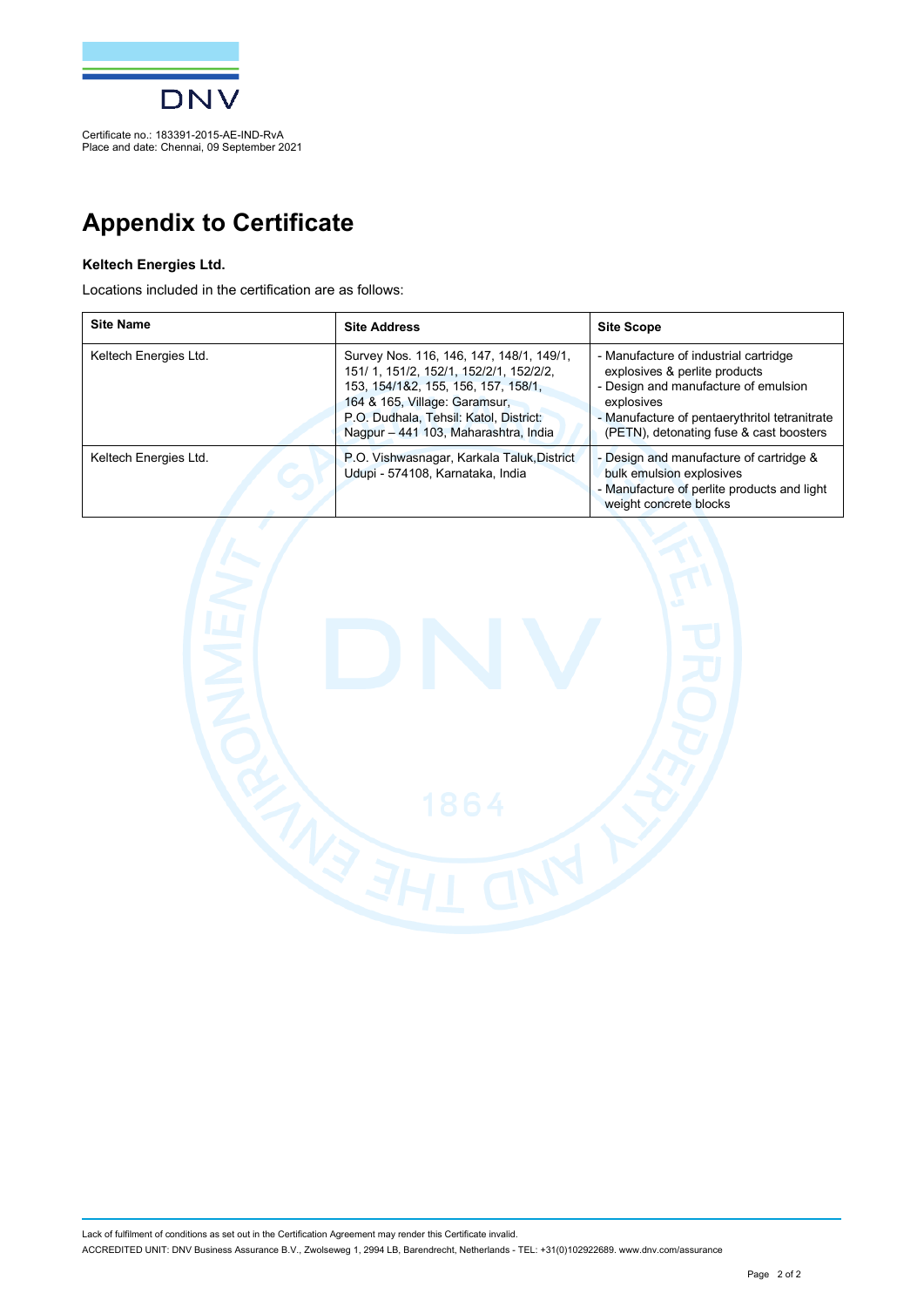Certificate no.: 183391-2015-AE-IND-RvA
Place and date: Chennai, 09 September 2021

# Appendix to Certificate

**Keltech Energies Ltd.**

Locations included in the certification are as follows:

| Site Name | Site Address | Site Scope |
|---|---|---|
| Keltech Energies Ltd. | Survey Nos. 116, 146, 147, 148/1, 149/1, 151/ 1, 151/2, 152/1, 152/2/1, 152/2/2, 153, 154/1&2, 155, 156, 157, 158/1, 164 & 165, Village: Garamsur, P.O. Dudhala, Tehsil: Katol, District: Nagpur – 441 103, Maharashtra, India | - Manufacture of industrial cartridge explosives & perlite products<br>- Design and manufacture of emulsion explosives<br>- Manufacture of pentaerythritol tetranitrate (PETN), detonating fuse & cast boosters |
| Keltech Energies Ltd. | P.O. Vishwasnagar, Karkala Taluk,District Udupi - 574108, Karnataka, India | - Design and manufacture of cartridge & bulk emulsion explosives<br>- Manufacture of perlite products and light weight concrete blocks |

Lack of fulfilment of conditions as set out in the Certification Agreement may render this Certificate invalid.

ACCREDITED UNIT: DNV Business Assurance B.V., Zwolseweg 1, 2994 LB, Barendrecht, Netherlands - TEL: +31(0)102922689. www.dnv.com/assurance